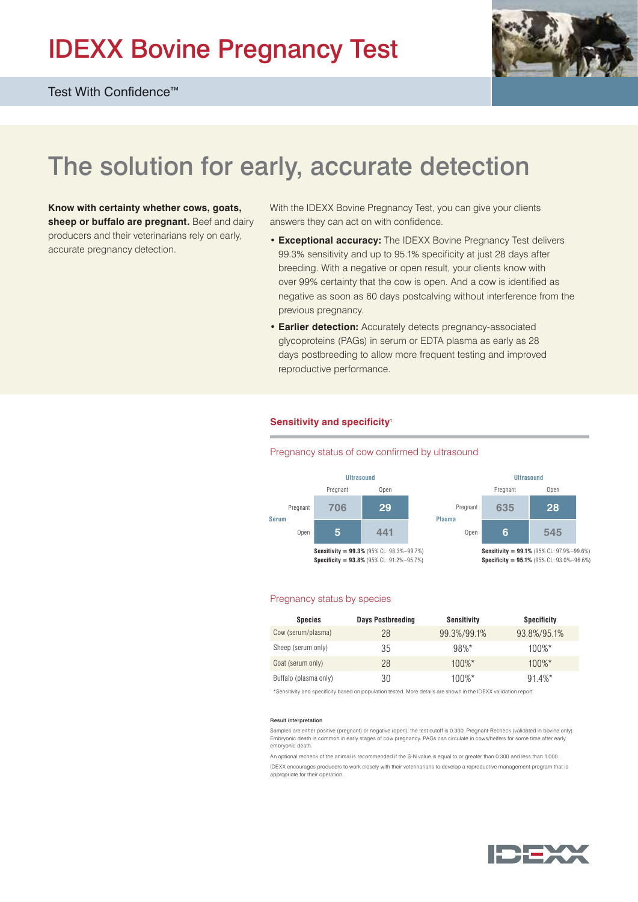# IDEXX Bovine Pregnancy Test

Test With Confidence™

## The solution for early, accurate detection

**Know with certainty whether cows, goats, sheep or buffalo are pregnant.** Beef and dairy producers and their veterinarians rely on early, accurate pregnancy detection.

With the IDEXX Bovine Pregnancy Test, you can give your clients answers they can act on with confidence.

- **Exceptional accuracy:** The IDEXX Bovine Pregnancy Test delivers 99.3% sensitivity and up to 95.1% specificity at just 28 days after breeding. With a negative or open result, your clients know with over 99% certainty that the cow is open. And a cow is identified as negative as soon as 60 days postcalving without interference from the previous pregnancy.
- **Earlier detection:** Accurately detects pregnancy-associated glycoproteins (PAGs) in serum or EDTA plasma as early as 28 days postbreeding to allow more frequent testing and improved reproductive performance.

### Sensitivity and specificity[1]

#### Pregnancy status of cow confirmed by ultrasound

| | | Ultrasound | |
|---|---|---|---|
| | | Pregnant | Open |
| Serum | Pregnant | 706 | 29 |
| | Open | 5 | 441 |

**Sensitivity = 99.3%** (95% CL: 98.3%–99.7%)
**Specificity = 93.8%** (95% CL: 91.2%–95.7%)

| | | Ultrasound | |
|---|---|---|---|
| | | Pregnant | Open |
| Plasma | Pregnant | 635 | 28 |
| | Open | 6 | 545 |

**Sensitivity = 99.1%** (95% CL: 97.9%–99.6%)
**Specificity = 95.1%** (95% CL: 93.0%–96.6%)

#### Pregnancy status by species

| Species | Days Postbreeding | Sensitivity | Specificity |
|---|---|---|---|
| Cow (serum/plasma) | 28 | 99.3%/99.1% | 93.8%/95.1% |
| Sheep (serum only) | 35 | 98%* | 100%* |
| Goat (serum only) | 28 | 100%* | 100%* |
| Buffalo (plasma only) | 30 | 100%* | 91.4%* |

*Sensitivity and specificity based on population tested. More details are shown in the IDEXX validation report.

**Result interpretation**

Samples are either positive (pregnant) or negative (open); the test cutoff is 0.300. Pregnant-Recheck (validated in bovine only): Embryonic death is common in early stages of cow pregnancy. PAGs can circulate in cows/heifers for some time after early embryonic death.

An optional recheck of the animal is recommended if the S-N value is equal to or greater than 0.300 and less than 1.000.

IDEXX encourages producers to work closely with their veterinarians to develop a reproductive management program that is appropriate for their operation.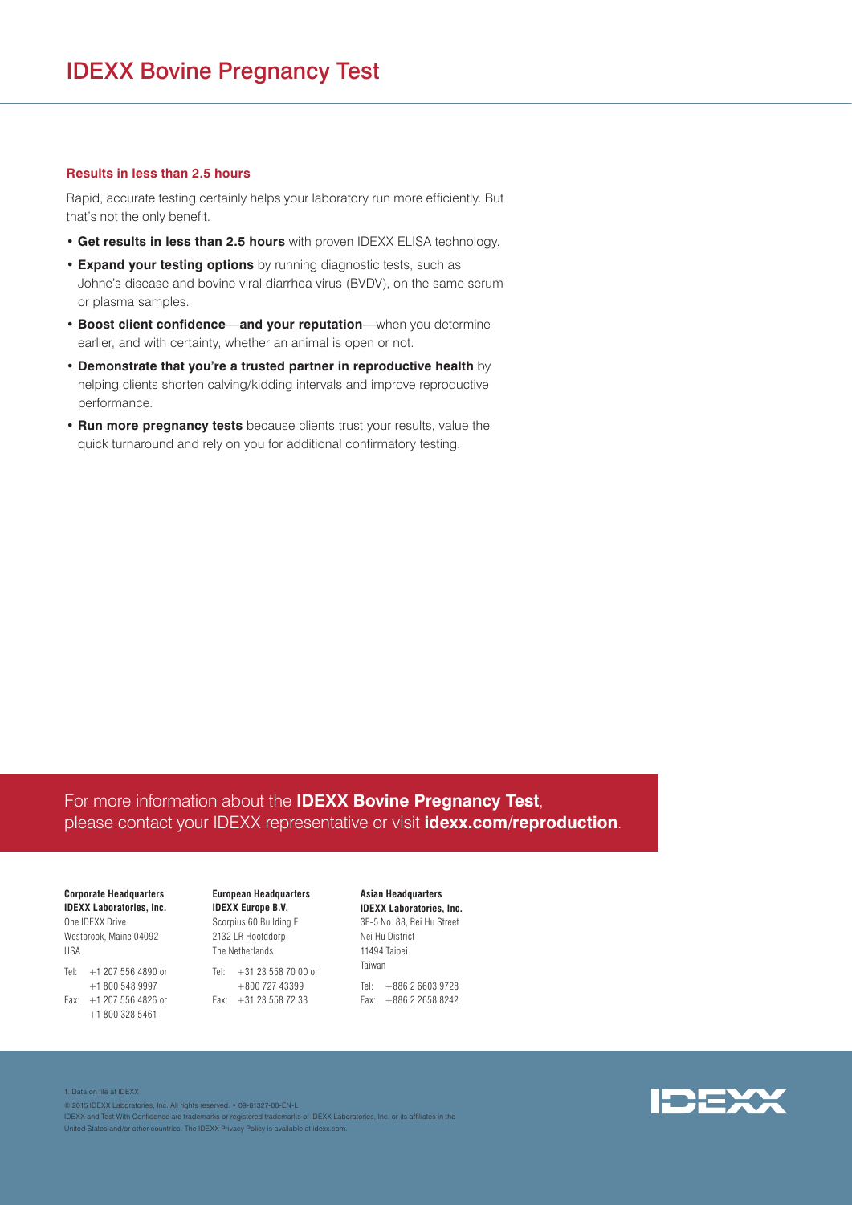# IDEXX Bovine Pregnancy Test

### Results in less than 2.5 hours

Rapid, accurate testing certainly helps your laboratory run more efficiently. But that's not the only benefit.

- **Get results in less than 2.5 hours** with proven IDEXX ELISA technology.
- **Expand your testing options** by running diagnostic tests, such as Johne's disease and bovine viral diarrhea virus (BVDV), on the same serum or plasma samples.
- **Boost client confidence**—**and your reputation**—when you determine earlier, and with certainty, whether an animal is open or not.
- **Demonstrate that you're a trusted partner in reproductive health** by helping clients shorten calving/kidding intervals and improve reproductive performance.
- **Run more pregnancy tests** because clients trust your results, value the quick turnaround and rely on you for additional confirmatory testing.

For more information about the **IDEXX Bovine Pregnancy Test**, please contact your IDEXX representative or visit **idexx.com/reproduction**.

**Corporate Headquarters**
**IDEXX Laboratories, Inc.**
One IDEXX Drive
Westbrook, Maine 04092
USA

Tel: +1 207 556 4890 or +1 800 548 9997
Fax: +1 207 556 4826 or +1 800 328 5461

**European Headquarters**
**IDEXX Europe B.V.**
Scorpius 60 Building F
2132 LR Hoofddorp
The Netherlands

Tel: +31 23 558 70 00 or +800 727 43399
Fax: +31 23 558 72 33

**Asian Headquarters**
**IDEXX Laboratories, Inc.**
3F-5 No. 88, Rei Hu Street
Nei Hu District
11494 Taipei
Taiwan

Tel: +886 2 6603 9728
Fax: +886 2 2658 8242

1. Data on file at IDEXX

© 2015 IDEXX Laboratories, Inc. All rights reserved. • 09-81327-00-EN-L
IDEXX and Test With Confidence are trademarks or registered trademarks of IDEXX Laboratories, Inc. or its affiliates in the United States and/or other countries. The IDEXX Privacy Policy is available at idexx.com.

IDEXX